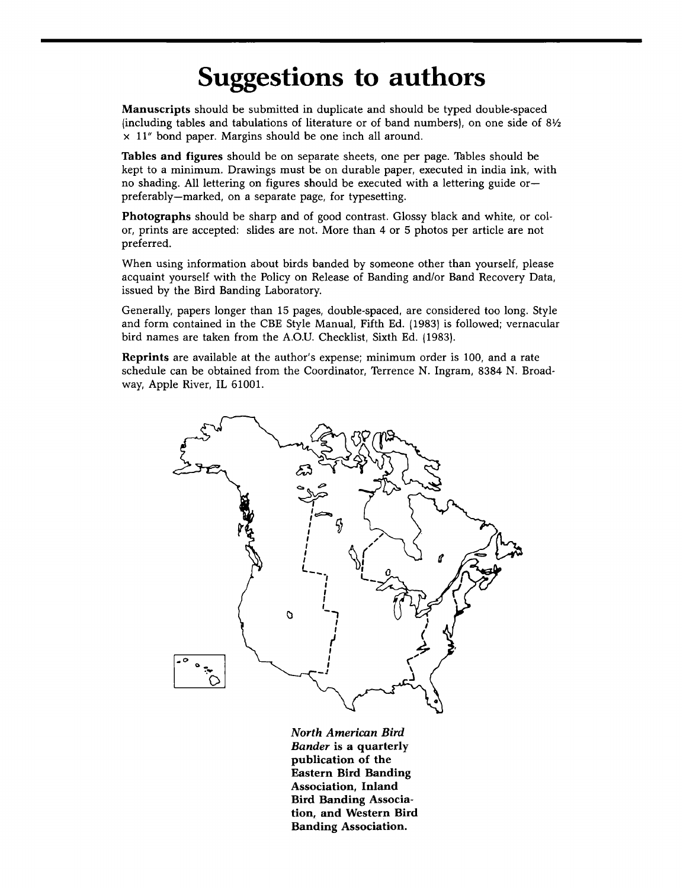# Suggestions to authors

**Manuscripts** should be submitted in duplicate and should be typed double-spaced (including tables and tabulations of literature or of band numbers), on one side of 8½ × 11" bond paper. Margins should be one inch all around.

**Tables and figures** should be on separate sheets, one per page. Tables should be kept to a minimum. Drawings must be on durable paper, executed in india ink, with no shading. All lettering on figures should be executed with a lettering guide or—preferably—marked, on a separate page, for typesetting.

**Photographs** should be sharp and of good contrast. Glossy black and white, or color, prints are accepted: slides are not. More than 4 or 5 photos per article are not preferred.

When using information about birds banded by someone other than yourself, please acquaint yourself with the Policy on Release of Banding and/or Band Recovery Data, issued by the Bird Banding Laboratory.

Generally, papers longer than 15 pages, double-spaced, are considered too long. Style and form contained in the CBE Style Manual, Fifth Ed. (1983) is followed; vernacular bird names are taken from the A.O.U. Checklist, Sixth Ed. (1983).

**Reprints** are available at the author's expense; minimum order is 100, and a rate schedule can be obtained from the Coordinator, Terrence N. Ingram, 8384 N. Broadway, Apple River, IL 61001.

***North American Bird Bander* is a quarterly publication of the Eastern Bird Banding Association, Inland Bird Banding Association, and Western Bird Banding Association.**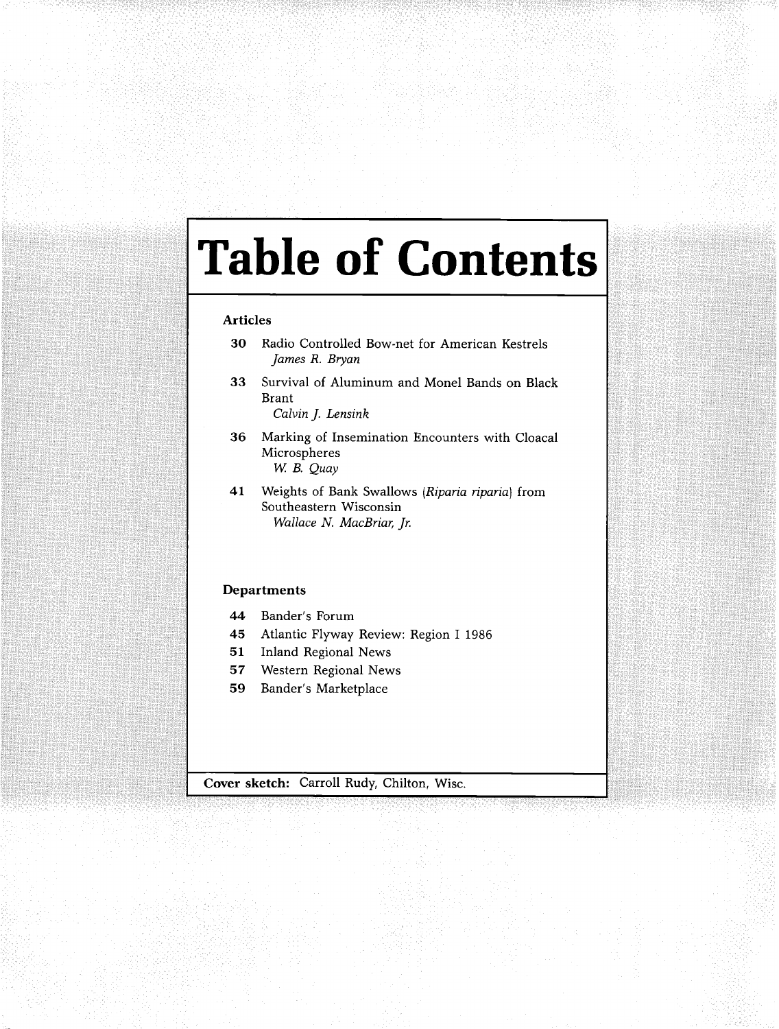# Table of Contents

## Articles

**30** Radio Controlled Bow-net for American Kestrels
*James R. Bryan*

**33** Survival of Aluminum and Monel Bands on Black Brant
*Calvin J. Lensink*

**36** Marking of Insemination Encounters with Cloacal Microspheres
*W. B. Quay*

**41** Weights of Bank Swallows (*Riparia riparia*) from Southeastern Wisconsin
*Wallace N. MacBriar, Jr.*

## Departments

**44** Bander's Forum

**45** Atlantic Flyway Review: Region I 1986

**51** Inland Regional News

**57** Western Regional News

**59** Bander's Marketplace

**Cover sketch:** Carroll Rudy, Chilton, Wisc.